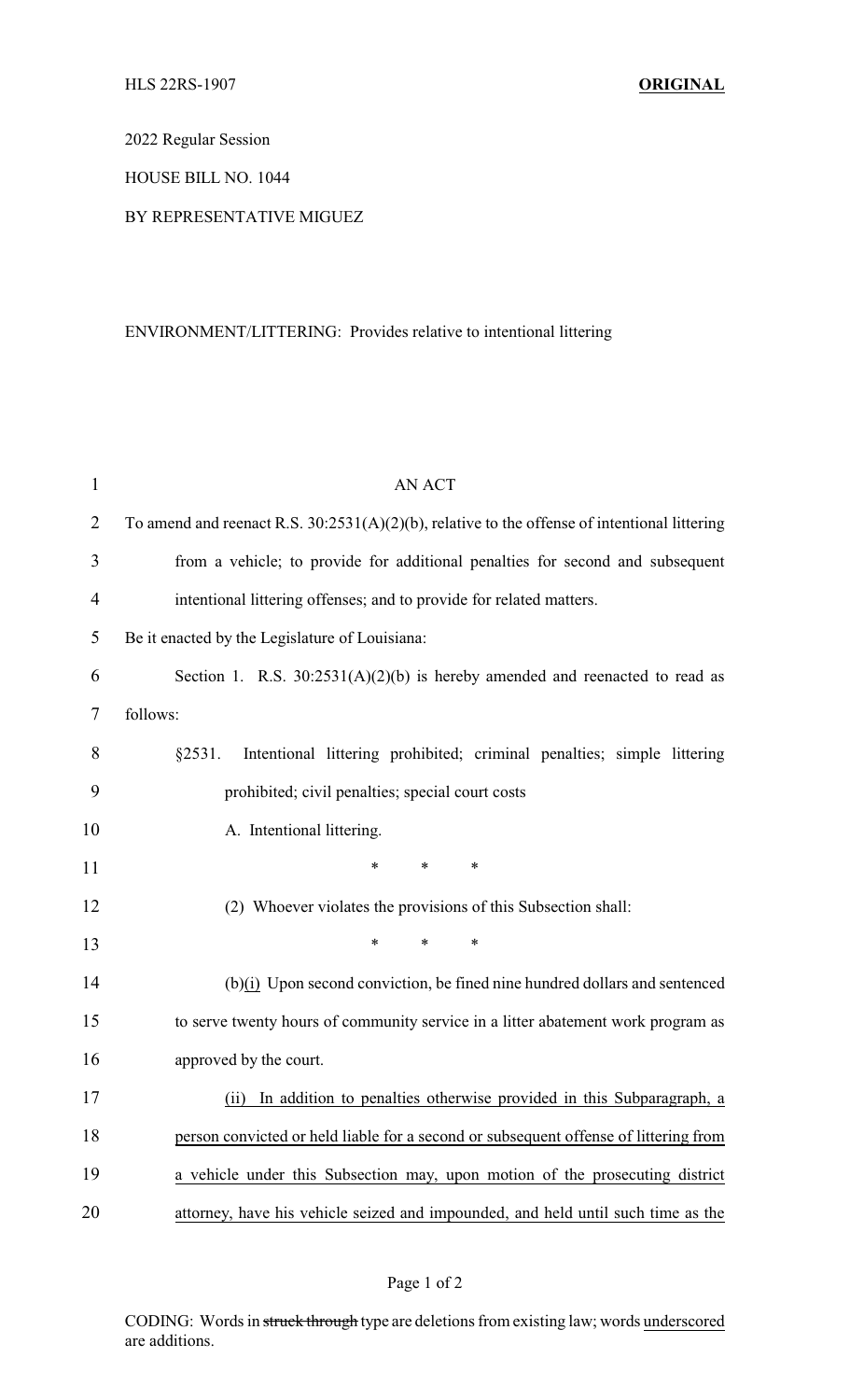HLS 22RS-1907 **ORIGINAL**

2022 Regular Session

HOUSE BILL NO. 1044

BY REPRESENTATIVE MIGUEZ

ENVIRONMENT/LITTERING: Provides relative to intentional littering

AN ACT

To amend and reenact R.S. 30:2531(A)(2)(b), relative to the offense of intentional littering from a vehicle; to provide for additional penalties for second and subsequent intentional littering offenses; and to provide for related matters.

Be it enacted by the Legislature of Louisiana:

Section 1. R.S. 30:2531(A)(2)(b) is hereby amended and reenacted to read as follows:

§2531. Intentional littering prohibited; criminal penalties; simple littering prohibited; civil penalties; special court costs

A. Intentional littering.

\* \* \*

(2) Whoever violates the provisions of this Subsection shall:

\* \* \*

(b)<u>(i)</u> Upon second conviction, be fined nine hundred dollars and sentenced to serve twenty hours of community service in a litter abatement work program as approved by the court.

<u>(ii) In addition to penalties otherwise provided in this Subparagraph, a person convicted or held liable for a second or subsequent offense of littering from a vehicle under this Subsection may, upon motion of the prosecuting district attorney, have his vehicle seized and impounded, and held until such time as the</u>

CODING: Words in ~~struck through~~ type are deletions from existing law; words <u>underscored</u> are additions.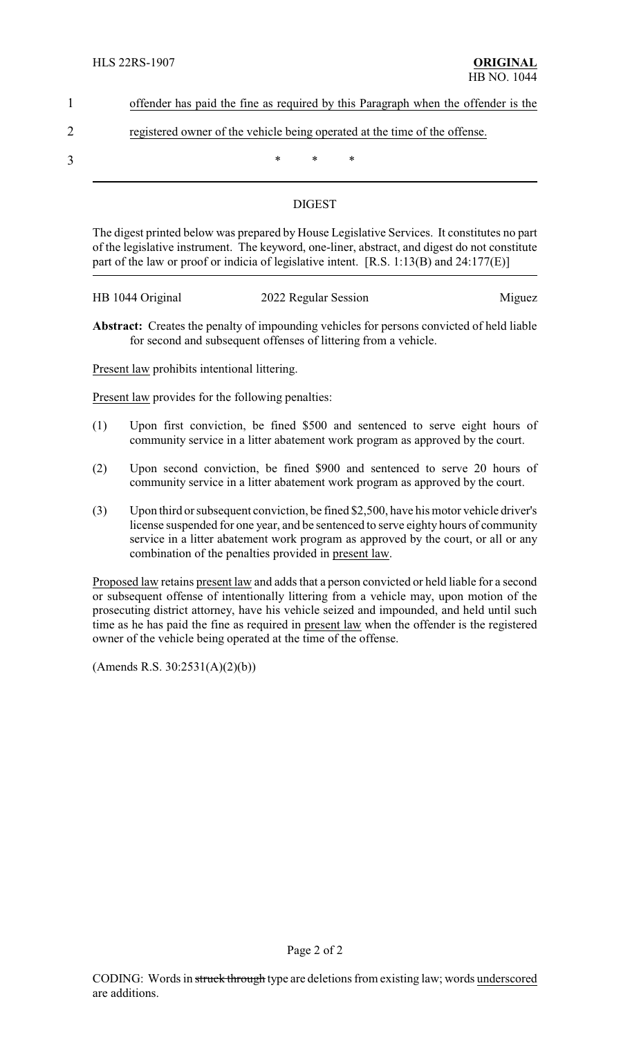1 offender has paid the fine as required by this Paragraph when the offender is the

2 registered owner of the vehicle being operated at the time of the offense.

3 * * *

---

## DIGEST

The digest printed below was prepared by House Legislative Services. It constitutes no part of the legislative instrument. The keyword, one-liner, abstract, and digest do not constitute part of the law or proof or indicia of legislative intent. [R.S. 1:13(B) and 24:177(E)]

---

HB 1044 Original 2022 Regular Session Miguez

**Abstract:** Creates the penalty of impounding vehicles for persons convicted of held liable for second and subsequent offenses of littering from a vehicle.

Present law prohibits intentional littering.

Present law provides for the following penalties:

(1) Upon first conviction, be fined $500 and sentenced to serve eight hours of community service in a litter abatement work program as approved by the court.

(2) Upon second conviction, be fined $900 and sentenced to serve 20 hours of community service in a litter abatement work program as approved by the court.

(3) Upon third or subsequent conviction, be fined $2,500, have his motor vehicle driver's license suspended for one year, and be sentenced to serve eighty hours of community service in a litter abatement work program as approved by the court, or all or any combination of the penalties provided in present law.

Proposed law retains present law and adds that a person convicted or held liable for a second or subsequent offense of intentionally littering from a vehicle may, upon motion of the prosecuting district attorney, have his vehicle seized and impounded, and held until such time as he has paid the fine as required in present law when the offender is the registered owner of the vehicle being operated at the time of the offense.

(Amends R.S. 30:2531(A)(2)(b))

CODING: Words in ~~struck through~~ type are deletions from existing law; words underscored are additions.